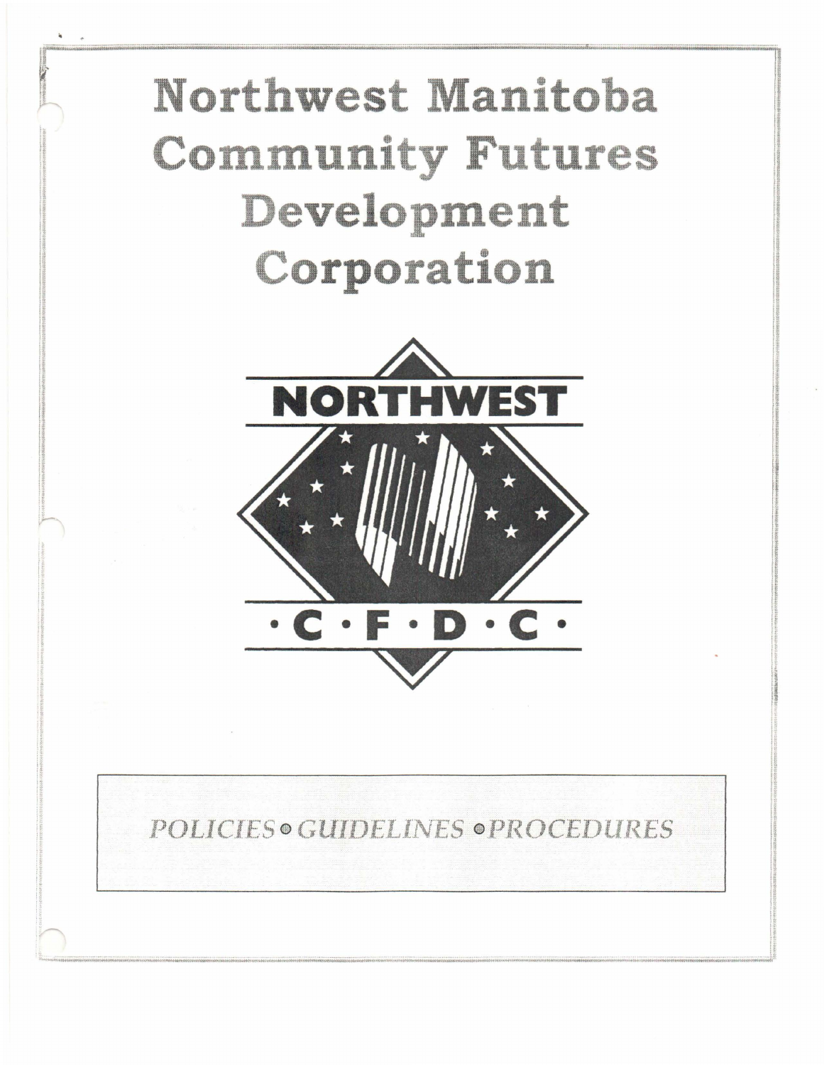# Northwest Manitoba Community Futures Development Corporation

NORTHWEST

·C·F·D·C·

*POLICIES ● GUIDELINES ● PROCEDURES*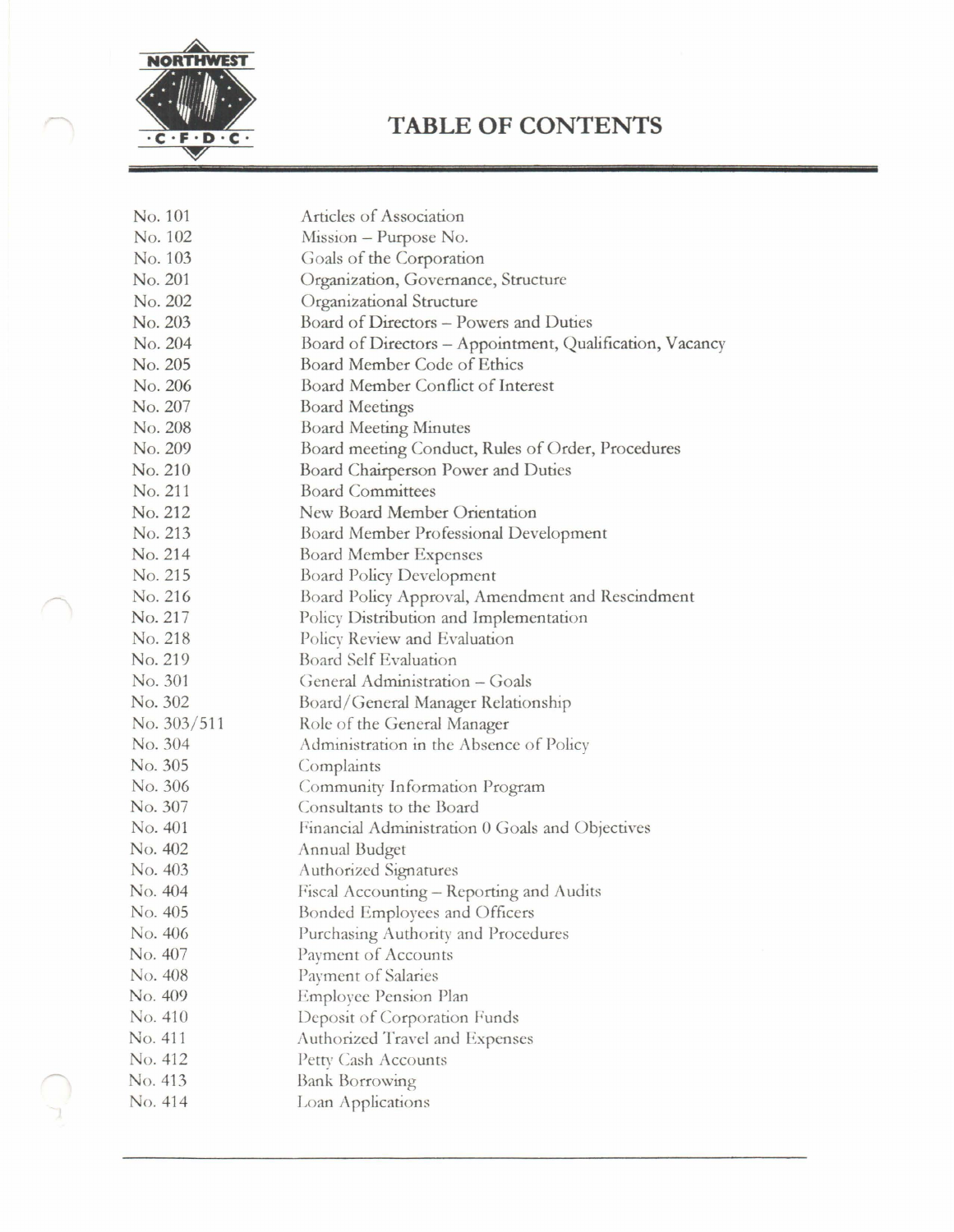# TABLE OF CONTENTS

| | |
|---|---|
| No. 101 | Articles of Association |
| No. 102 | Mission – Purpose No. |
| No. 103 | Goals of the Corporation |
| No. 201 | Organization, Governance, Structure |
| No. 202 | Organizational Structure |
| No. 203 | Board of Directors – Powers and Duties |
| No. 204 | Board of Directors – Appointment, Qualification, Vacancy |
| No. 205 | Board Member Code of Ethics |
| No. 206 | Board Member Conflict of Interest |
| No. 207 | Board Meetings |
| No. 208 | Board Meeting Minutes |
| No. 209 | Board meeting Conduct, Rules of Order, Procedures |
| No. 210 | Board Chairperson Power and Duties |
| No. 211 | Board Committees |
| No. 212 | New Board Member Orientation |
| No. 213 | Board Member Professional Development |
| No. 214 | Board Member Expenses |
| No. 215 | Board Policy Development |
| No. 216 | Board Policy Approval, Amendment and Rescindment |
| No. 217 | Policy Distribution and Implementation |
| No. 218 | Policy Review and Evaluation |
| No. 219 | Board Self Evaluation |
| No. 301 | General Administration – Goals |
| No. 302 | Board/General Manager Relationship |
| No. 303/511 | Role of the General Manager |
| No. 304 | Administration in the Absence of Policy |
| No. 305 | Complaints |
| No. 306 | Community Information Program |
| No. 307 | Consultants to the Board |
| No. 401 | Financial Administration 0 Goals and Objectives |
| No. 402 | Annual Budget |
| No. 403 | Authorized Signatures |
| No. 404 | Fiscal Accounting – Reporting and Audits |
| No. 405 | Bonded Employees and Officers |
| No. 406 | Purchasing Authority and Procedures |
| No. 407 | Payment of Accounts |
| No. 408 | Payment of Salaries |
| No. 409 | Employee Pension Plan |
| No. 410 | Deposit of Corporation Funds |
| No. 411 | Authorized Travel and Expenses |
| No. 412 | Petty Cash Accounts |
| No. 413 | Bank Borrowing |
| No. 414 | Loan Applications |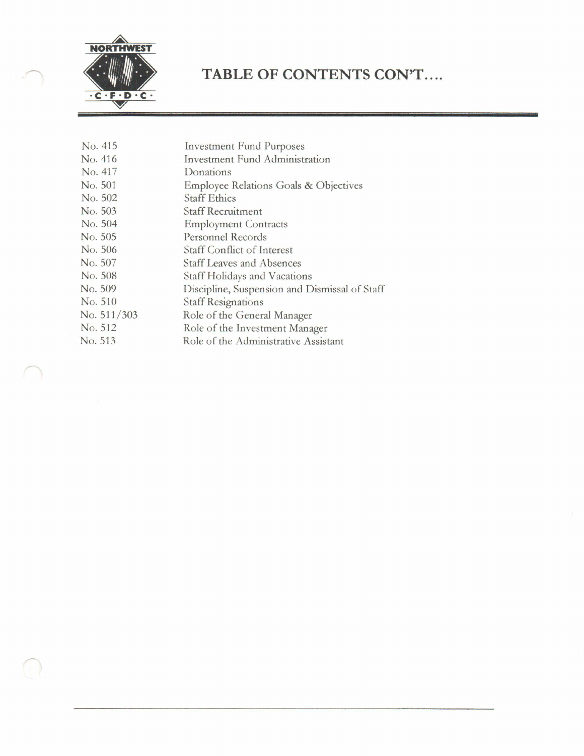# TABLE OF CONTENTS CON'T....

| | |
|---|---|
| No. 415 | Investment Fund Purposes |
| No. 416 | Investment Fund Administration |
| No. 417 | Donations |
| No. 501 | Employee Relations Goals & Objectives |
| No. 502 | Staff Ethics |
| No. 503 | Staff Recruitment |
| No. 504 | Employment Contracts |
| No. 505 | Personnel Records |
| No. 506 | Staff Conflict of Interest |
| No. 507 | Staff Leaves and Absences |
| No. 508 | Staff Holidays and Vacations |
| No. 509 | Discipline, Suspension and Dismissal of Staff |
| No. 510 | Staff Resignations |
| No. 511/303 | Role of the General Manager |
| No. 512 | Role of the Investment Manager |
| No. 513 | Role of the Administrative Assistant |